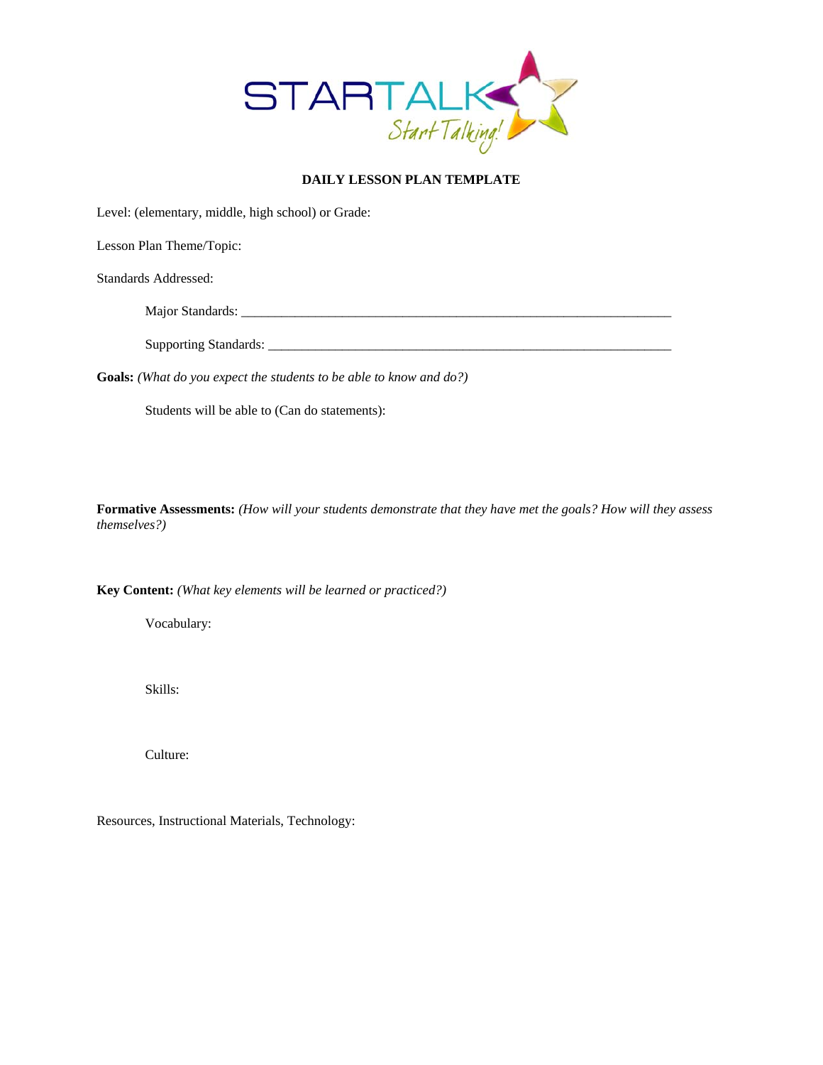STARTALK
Start Talking!

**DAILY LESSON PLAN TEMPLATE**

Level: (elementary, middle, high school) or Grade:

Lesson Plan Theme/Topic:

Standards Addressed:

Major Standards: ___________________________________________________________________

Supporting Standards: _______________________________________________________________

**Goals:** *(What do you expect the students to be able to know and do?)*

Students will be able to (Can do statements):

**Formative Assessments:** *(How will your students demonstrate that they have met the goals? How will they assess themselves?)*

**Key Content:** *(What key elements will be learned or practiced?)*

Vocabulary:

Skills:

Culture:

Resources, Instructional Materials, Technology: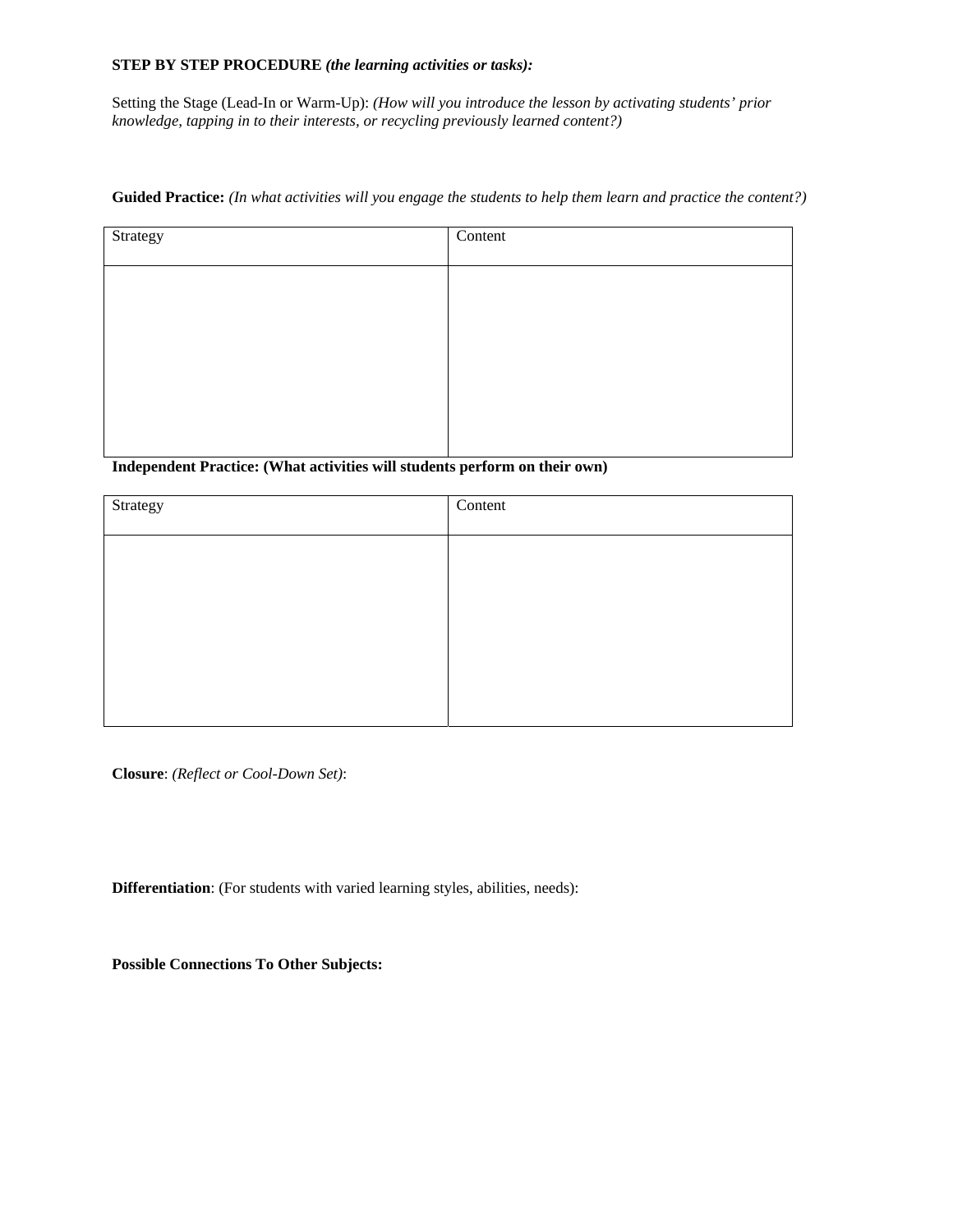**STEP BY STEP PROCEDURE** ***(the learning activities or tasks):***

Setting the Stage (Lead-In or Warm-Up): *(How will you introduce the lesson by activating students' prior knowledge, tapping in to their interests, or recycling previously learned content?)*

**Guided Practice:** *(In what activities will you engage the students to help them learn and practice the content?)*

| Strategy | Content |
| --- | --- |
| | |

**Independent Practice: (What activities will students perform on their own)**

| Strategy | Content |
| --- | --- |
| | |

**Closure**: *(Reflect or Cool-Down Set)*:

**Differentiation**: (For students with varied learning styles, abilities, needs):

**Possible Connections To Other Subjects:**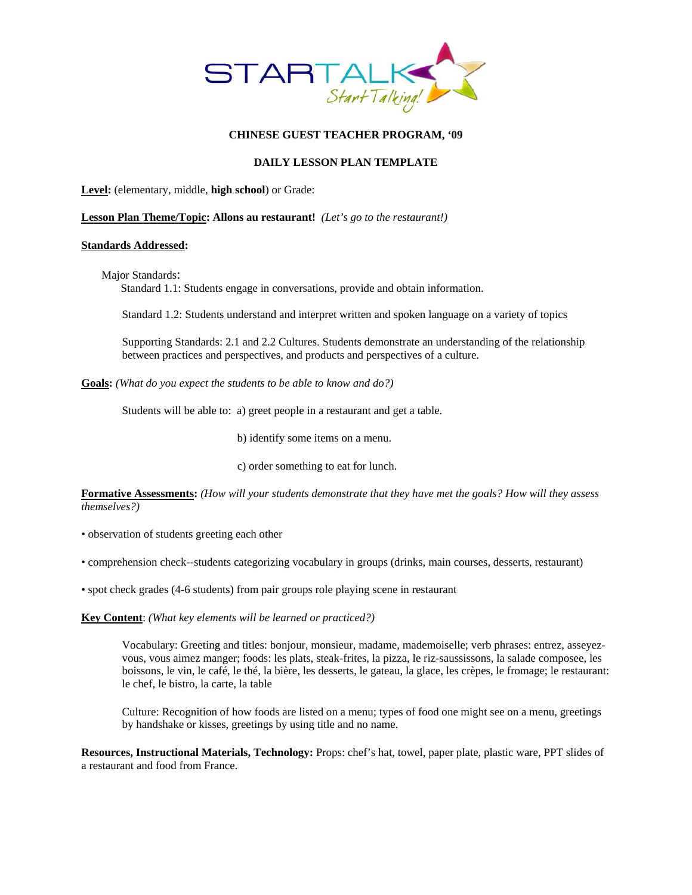**CHINESE GUEST TEACHER PROGRAM, '09**

**DAILY LESSON PLAN TEMPLATE**

**Level:** (elementary, middle, **high school**) or Grade:

**Lesson Plan Theme/Topic: Allons au restaurant!** *(Let's go to the restaurant!)*

**Standards Addressed:**

Major Standards:
Standard 1.1: Students engage in conversations, provide and obtain information.

Standard 1.2: Students understand and interpret written and spoken language on a variety of topics

Supporting Standards: 2.1 and 2.2 Cultures. Students demonstrate an understanding of the relationship between practices and perspectives, and products and perspectives of a culture.

**Goals:** *(What do you expect the students to be able to know and do?)*

Students will be able to: a) greet people in a restaurant and get a table.

b) identify some items on a menu.

c) order something to eat for lunch.

**Formative Assessments:** *(How will your students demonstrate that they have met the goals? How will they assess themselves?)*

- observation of students greeting each other
- comprehension check--students categorizing vocabulary in groups (drinks, main courses, desserts, restaurant)
- spot check grades (4-6 students) from pair groups role playing scene in restaurant

**Key Content**: *(What key elements will be learned or practiced?)*

Vocabulary: Greeting and titles: bonjour, monsieur, madame, mademoiselle; verb phrases: entrez, asseyez-vous, vous aimez manger; foods: les plats, steak-frites, la pizza, le riz-saussissons, la salade composee, les boissons, le vin, le café, le thé, la bière, les desserts, le gateau, la glace, les crèpes, le fromage; le restaurant: le chef, le bistro, la carte, la table

Culture: Recognition of how foods are listed on a menu; types of food one might see on a menu, greetings by handshake or kisses, greetings by using title and no name.

**Resources, Instructional Materials, Technology:** Props: chef's hat, towel, paper plate, plastic ware, PPT slides of a restaurant and food from France.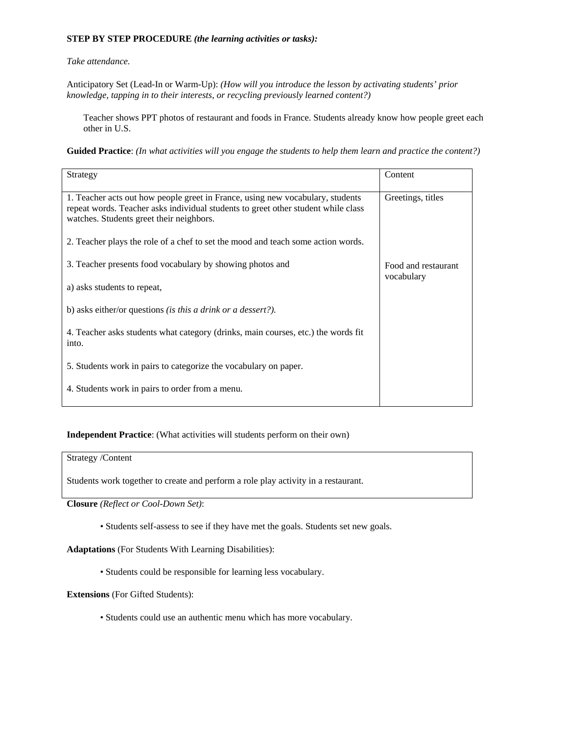**STEP BY STEP PROCEDURE** ***(the learning activities or tasks):***

*Take attendance.*

Anticipatory Set (Lead-In or Warm-Up): *(How will you introduce the lesson by activating students' prior knowledge, tapping in to their interests, or recycling previously learned content?)*

Teacher shows PPT photos of restaurant and foods in France. Students already know how people greet each other in U.S.

**Guided Practice**: *(In what activities will you engage the students to help them learn and practice the content?)*

| Strategy | Content |
|---|---|
| 1. Teacher acts out how people greet in France, using new vocabulary, students repeat words. Teacher asks individual students to greet other student while class watches. Students greet their neighbors.<br><br>2. Teacher plays the role of a chef to set the mood and teach some action words.<br><br>3. Teacher presents food vocabulary by showing photos and<br><br>a) asks students to repeat,<br><br>b) asks either/or questions *(is this a drink or a dessert?).*<br><br>4. Teacher asks students what category (drinks, main courses, etc.) the words fit into.<br><br>5. Students work in pairs to categorize the vocabulary on paper.<br><br>4. Students work in pairs to order from a menu. | Greetings, titles<br><br><br><br>Food and restaurant vocabulary |

**Independent Practice**: (What activities will students perform on their own)

| Strategy /Content |
|---|
| Students work together to create and perform a role play activity in a restaurant. |

**Closure** *(Reflect or Cool-Down Set)*:

- Students self-assess to see if they have met the goals. Students set new goals.

**Adaptations** (For Students With Learning Disabilities):

- Students could be responsible for learning less vocabulary.

**Extensions** (For Gifted Students):

- Students could use an authentic menu which has more vocabulary.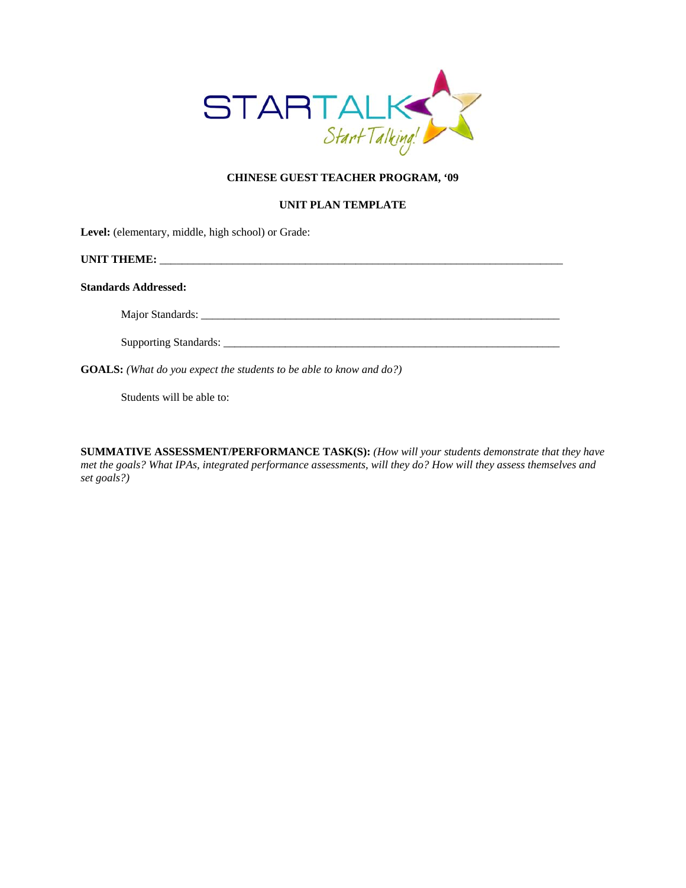**CHINESE GUEST TEACHER PROGRAM, '09**

**UNIT PLAN TEMPLATE**

**Level:** (elementary, middle, high school) or Grade:

**UNIT THEME:** ___________________________________________________________________________

**Standards Addressed:**

Major Standards: ___________________________________________________________________

Supporting Standards: _______________________________________________________________

**GOALS:** *(What do you expect the students to be able to know and do?)*

Students will be able to:

**SUMMATIVE ASSESSMENT/PERFORMANCE TASK(S):** *(How will your students demonstrate that they have met the goals? What IPAs, integrated performance assessments, will they do? How will they assess themselves and set goals?)*